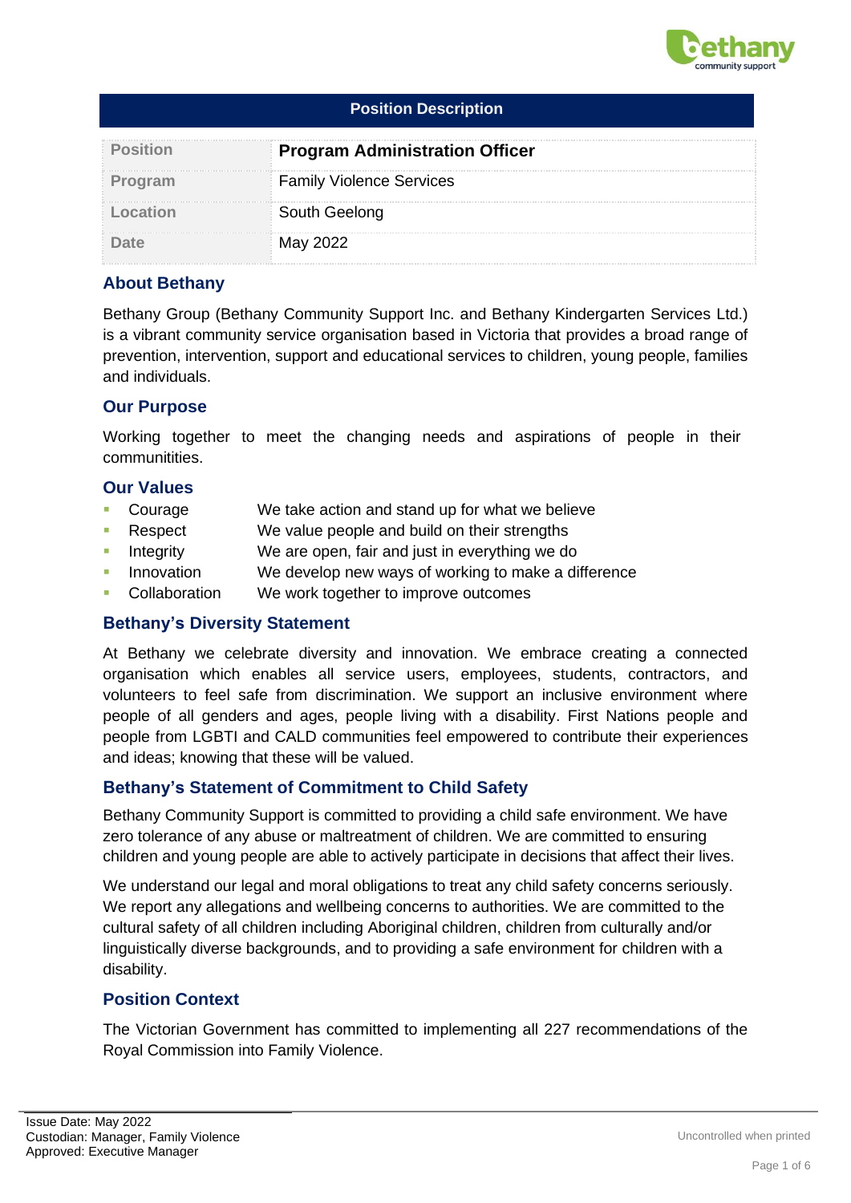## Position Description

| Position | **Program Administration Officer** |
|---|---|
| Program | Family Violence Services |
| Location | South Geelong |
| Date | May 2022 |

### About Bethany

Bethany Group (Bethany Community Support Inc. and Bethany Kindergarten Services Ltd.) is a vibrant community service organisation based in Victoria that provides a broad range of prevention, intervention, support and educational services to children, young people, families and individuals.

### Our Purpose

Working together to meet the changing needs and aspirations of people in their communitities.

### Our Values

- Courage — We take action and stand up for what we believe
- Respect — We value people and build on their strengths
- Integrity — We are open, fair and just in everything we do
- Innovation — We develop new ways of working to make a difference
- Collaboration — We work together to improve outcomes

### Bethany's Diversity Statement

At Bethany we celebrate diversity and innovation. We embrace creating a connected organisation which enables all service users, employees, students, contractors, and volunteers to feel safe from discrimination. We support an inclusive environment where people of all genders and ages, people living with a disability. First Nations people and people from LGBTI and CALD communities feel empowered to contribute their experiences and ideas; knowing that these will be valued.

### Bethany's Statement of Commitment to Child Safety

Bethany Community Support is committed to providing a child safe environment. We have zero tolerance of any abuse or maltreatment of children. We are committed to ensuring children and young people are able to actively participate in decisions that affect their lives.

We understand our legal and moral obligations to treat any child safety concerns seriously. We report any allegations and wellbeing concerns to authorities. We are committed to the cultural safety of all children including Aboriginal children, children from culturally and/or linguistically diverse backgrounds, and to providing a safe environment for children with a disability.

### Position Context

The Victorian Government has committed to implementing all 227 recommendations of the Royal Commission into Family Violence.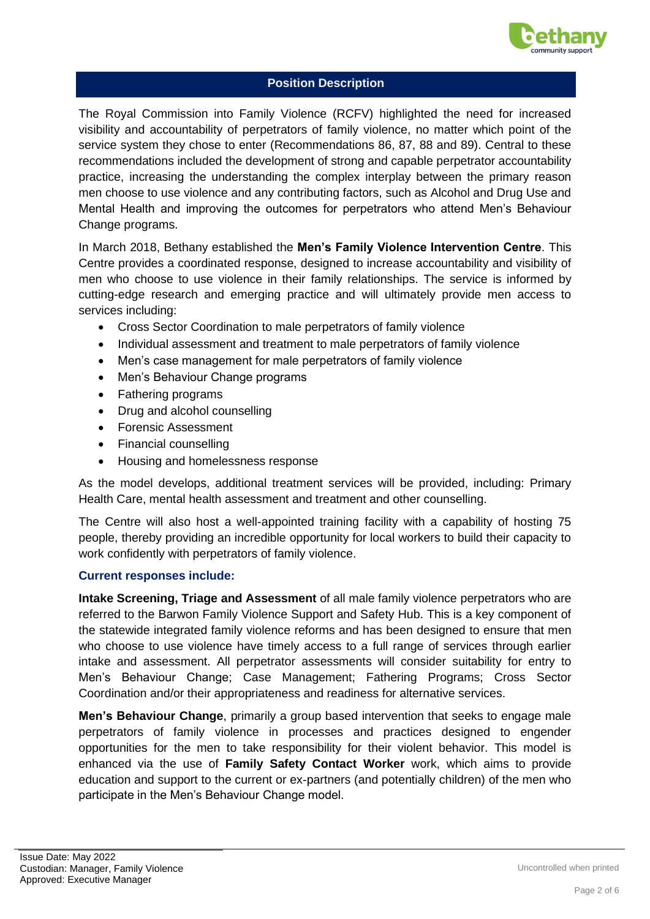## Position Description

The Royal Commission into Family Violence (RCFV) highlighted the need for increased visibility and accountability of perpetrators of family violence, no matter which point of the service system they chose to enter (Recommendations 86, 87, 88 and 89). Central to these recommendations included the development of strong and capable perpetrator accountability practice, increasing the understanding the complex interplay between the primary reason men choose to use violence and any contributing factors, such as Alcohol and Drug Use and Mental Health and improving the outcomes for perpetrators who attend Men's Behaviour Change programs.

In March 2018, Bethany established the **Men's Family Violence Intervention Centre**. This Centre provides a coordinated response, designed to increase accountability and visibility of men who choose to use violence in their family relationships. The service is informed by cutting-edge research and emerging practice and will ultimately provide men access to services including:

- Cross Sector Coordination to male perpetrators of family violence
- Individual assessment and treatment to male perpetrators of family violence
- Men's case management for male perpetrators of family violence
- Men's Behaviour Change programs
- Fathering programs
- Drug and alcohol counselling
- Forensic Assessment
- Financial counselling
- Housing and homelessness response

As the model develops, additional treatment services will be provided, including: Primary Health Care, mental health assessment and treatment and other counselling.

The Centre will also host a well-appointed training facility with a capability of hosting 75 people, thereby providing an incredible opportunity for local workers to build their capacity to work confidently with perpetrators of family violence.

### Current responses include:

**Intake Screening, Triage and Assessment** of all male family violence perpetrators who are referred to the Barwon Family Violence Support and Safety Hub. This is a key component of the statewide integrated family violence reforms and has been designed to ensure that men who choose to use violence have timely access to a full range of services through earlier intake and assessment. All perpetrator assessments will consider suitability for entry to Men's Behaviour Change; Case Management; Fathering Programs; Cross Sector Coordination and/or their appropriateness and readiness for alternative services.

**Men's Behaviour Change**, primarily a group based intervention that seeks to engage male perpetrators of family violence in processes and practices designed to engender opportunities for the men to take responsibility for their violent behavior. This model is enhanced via the use of **Family Safety Contact Worker** work, which aims to provide education and support to the current or ex-partners (and potentially children) of the men who participate in the Men's Behaviour Change model.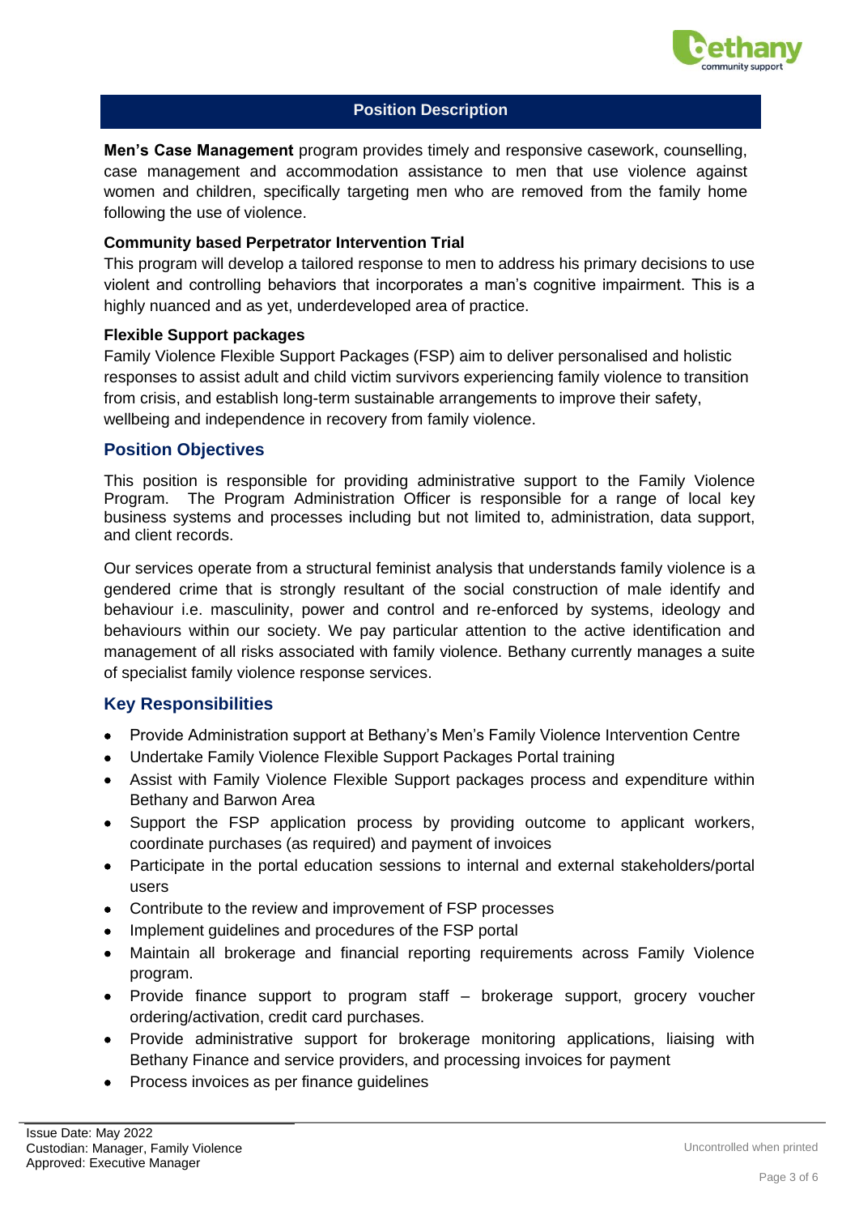## Position Description

**Men's Case Management** program provides timely and responsive casework, counselling, case management and accommodation assistance to men that use violence against women and children, specifically targeting men who are removed from the family home following the use of violence.

**Community based Perpetrator Intervention Trial**

This program will develop a tailored response to men to address his primary decisions to use violent and controlling behaviors that incorporates a man's cognitive impairment. This is a highly nuanced and as yet, underdeveloped area of practice.

**Flexible Support packages**

Family Violence Flexible Support Packages (FSP) aim to deliver personalised and holistic responses to assist adult and child victim survivors experiencing family violence to transition from crisis, and establish long-term sustainable arrangements to improve their safety, wellbeing and independence in recovery from family violence.

## Position Objectives

This position is responsible for providing administrative support to the Family Violence Program. The Program Administration Officer is responsible for a range of local key business systems and processes including but not limited to, administration, data support, and client records.

Our services operate from a structural feminist analysis that understands family violence is a gendered crime that is strongly resultant of the social construction of male identify and behaviour i.e. masculinity, power and control and re-enforced by systems, ideology and behaviours within our society. We pay particular attention to the active identification and management of all risks associated with family violence. Bethany currently manages a suite of specialist family violence response services.

## Key Responsibilities

- Provide Administration support at Bethany's Men's Family Violence Intervention Centre
- Undertake Family Violence Flexible Support Packages Portal training
- Assist with Family Violence Flexible Support packages process and expenditure within Bethany and Barwon Area
- Support the FSP application process by providing outcome to applicant workers, coordinate purchases (as required) and payment of invoices
- Participate in the portal education sessions to internal and external stakeholders/portal users
- Contribute to the review and improvement of FSP processes
- Implement guidelines and procedures of the FSP portal
- Maintain all brokerage and financial reporting requirements across Family Violence program.
- Provide finance support to program staff – brokerage support, grocery voucher ordering/activation, credit card purchases.
- Provide administrative support for brokerage monitoring applications, liaising with Bethany Finance and service providers, and processing invoices for payment
- Process invoices as per finance guidelines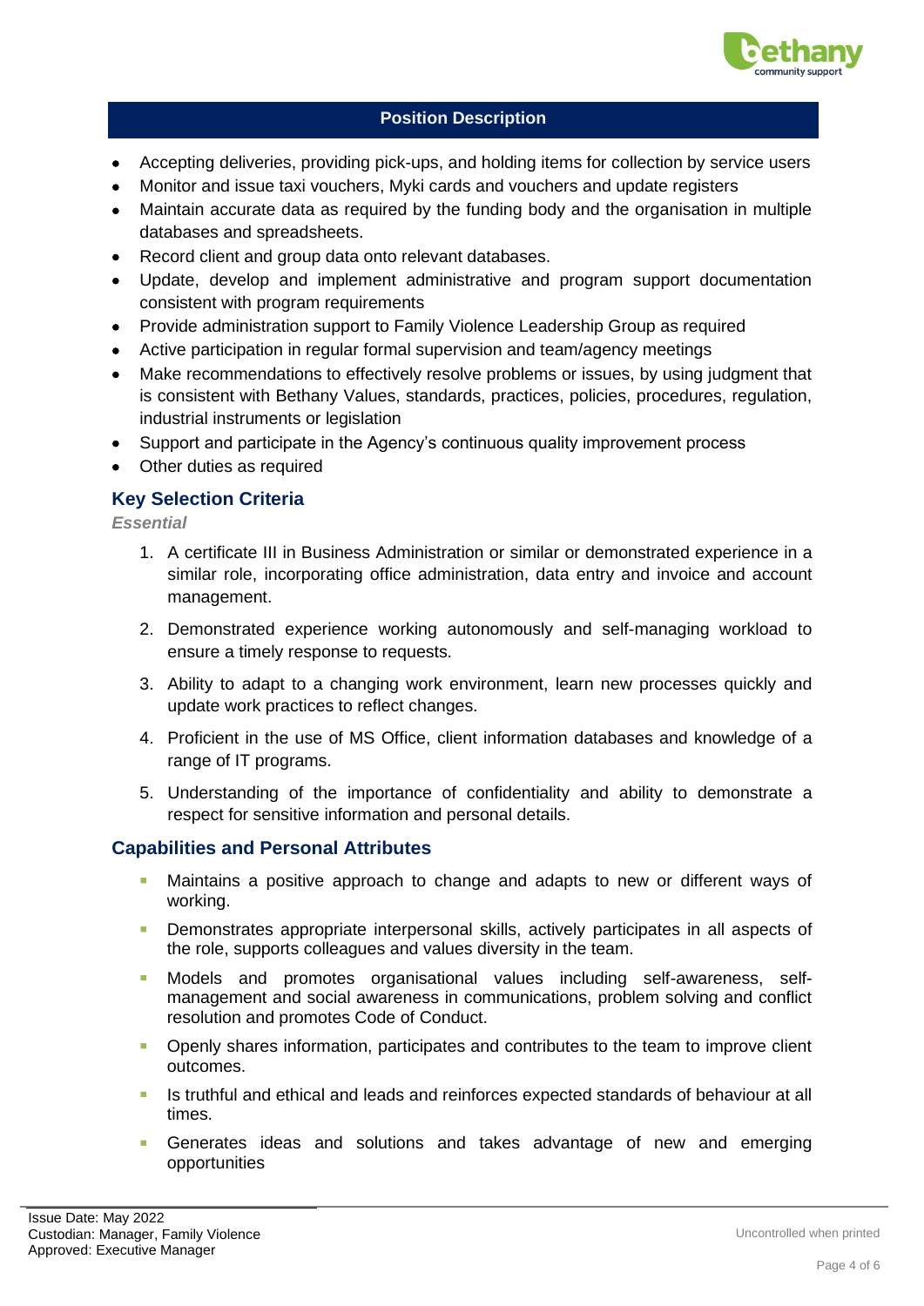**Position Description**

- Accepting deliveries, providing pick-ups, and holding items for collection by service users
- Monitor and issue taxi vouchers, Myki cards and vouchers and update registers
- Maintain accurate data as required by the funding body and the organisation in multiple databases and spreadsheets.
- Record client and group data onto relevant databases.
- Update, develop and implement administrative and program support documentation consistent with program requirements
- Provide administration support to Family Violence Leadership Group as required
- Active participation in regular formal supervision and team/agency meetings
- Make recommendations to effectively resolve problems or issues, by using judgment that is consistent with Bethany Values, standards, practices, policies, procedures, regulation, industrial instruments or legislation
- Support and participate in the Agency's continuous quality improvement process
- Other duties as required

## Key Selection Criteria

*Essential*

1. A certificate III in Business Administration or similar or demonstrated experience in a similar role, incorporating office administration, data entry and invoice and account management.
2. Demonstrated experience working autonomously and self-managing workload to ensure a timely response to requests.
3. Ability to adapt to a changing work environment, learn new processes quickly and update work practices to reflect changes.
4. Proficient in the use of MS Office, client information databases and knowledge of a range of IT programs.
5. Understanding of the importance of confidentiality and ability to demonstrate a respect for sensitive information and personal details.

## Capabilities and Personal Attributes

- Maintains a positive approach to change and adapts to new or different ways of working.
- Demonstrates appropriate interpersonal skills, actively participates in all aspects of the role, supports colleagues and values diversity in the team.
- Models and promotes organisational values including self-awareness, self-management and social awareness in communications, problem solving and conflict resolution and promotes Code of Conduct.
- Openly shares information, participates and contributes to the team to improve client outcomes.
- Is truthful and ethical and leads and reinforces expected standards of behaviour at all times.
- Generates ideas and solutions and takes advantage of new and emerging opportunities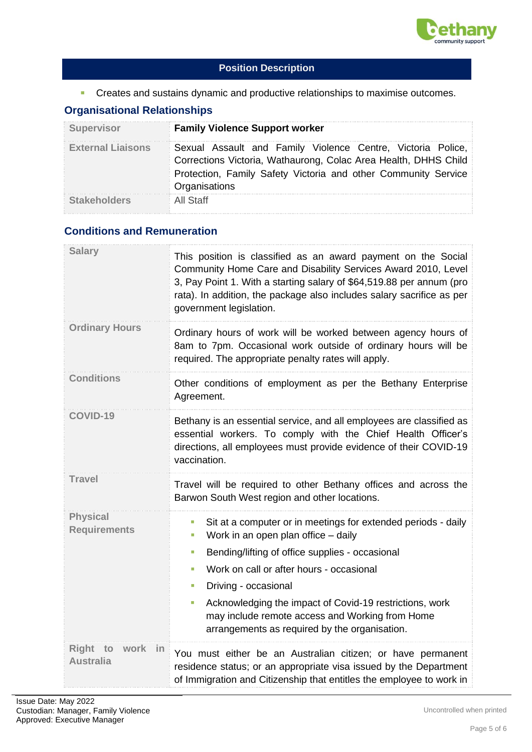- Creates and sustains dynamic and productive relationships to maximise outcomes.

## Organisational Relationships

| | |
|---|---|
| **Supervisor** | **Family Violence Support worker** |
| **External Liaisons** | Sexual Assault and Family Violence Centre, Victoria Police, Corrections Victoria, Wathaurong, Colac Area Health, DHHS Child Protection, Family Safety Victoria and other Community Service Organisations |
| **Stakeholders** | All Staff |

## Conditions and Remuneration

| | |
|---|---|
| **Salary** | This position is classified as an award payment on the Social Community Home Care and Disability Services Award 2010, Level 3, Pay Point 1. With a starting salary of $64,519.88 per annum (pro rata). In addition, the package also includes salary sacrifice as per government legislation. |
| **Ordinary Hours** | Ordinary hours of work will be worked between agency hours of 8am to 7pm. Occasional work outside of ordinary hours will be required. The appropriate penalty rates will apply. |
| **Conditions** | Other conditions of employment as per the Bethany Enterprise Agreement. |
| **COVID-19** | Bethany is an essential service, and all employees are classified as essential workers. To comply with the Chief Health Officer's directions, all employees must provide evidence of their COVID-19 vaccination. |
| **Travel** | Travel will be required to other Bethany offices and across the Barwon South West region and other locations. |
| **Physical Requirements** | - Sit at a computer or in meetings for extended periods - daily<br>- Work in an open plan office – daily<br>- Bending/lifting of office supplies - occasional<br>- Work on call or after hours - occasional<br>- Driving - occasional<br>- Acknowledging the impact of Covid-19 restrictions, work may include remote access and Working from Home arrangements as required by the organisation. |
| **Right to work in Australia** | You must either be an Australian citizen; or have permanent residence status; or an appropriate visa issued by the Department of Immigration and Citizenship that entitles the employee to work in |

Issue Date: May 2022
Custodian: Manager, Family Violence
Approved: Executive Manager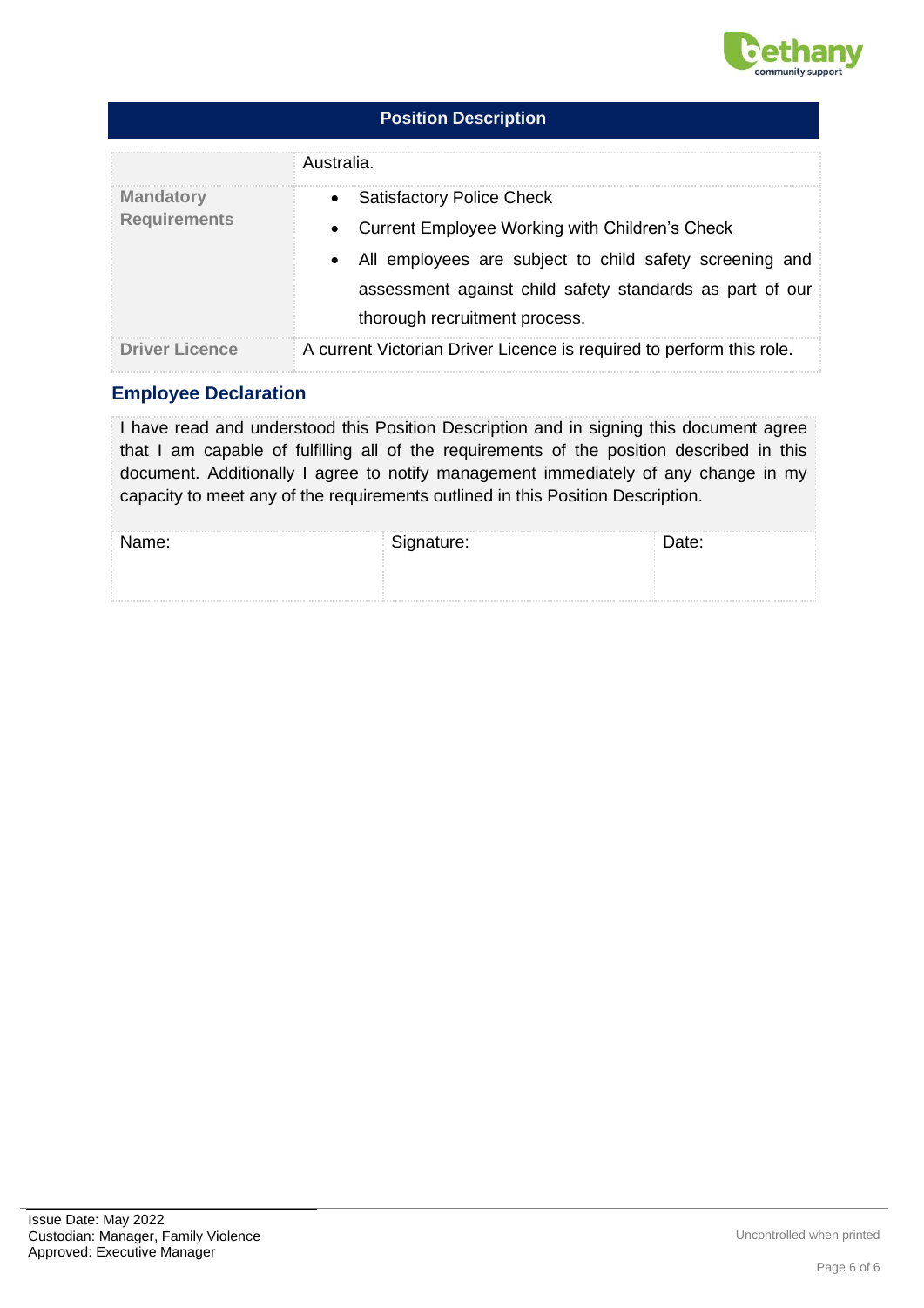**Position Description**

| | |
|---|---|
| | Australia. |
| **Mandatory Requirements** | • Satisfactory Police Check<br>• Current Employee Working with Children's Check<br>• All employees are subject to child safety screening and assessment against child safety standards as part of our thorough recruitment process. |
| **Driver Licence** | A current Victorian Driver Licence is required to perform this role. |

## Employee Declaration

I have read and understood this Position Description and in signing this document agree that I am capable of fulfilling all of the requirements of the position described in this document. Additionally I agree to notify management immediately of any change in my capacity to meet any of the requirements outlined in this Position Description.

| | | |
|---|---|---|
| Name: | Signature: | Date: |

Issue Date: May 2022
Custodian: Manager, Family Violence
Approved: Executive Manager

Uncontrolled when printed